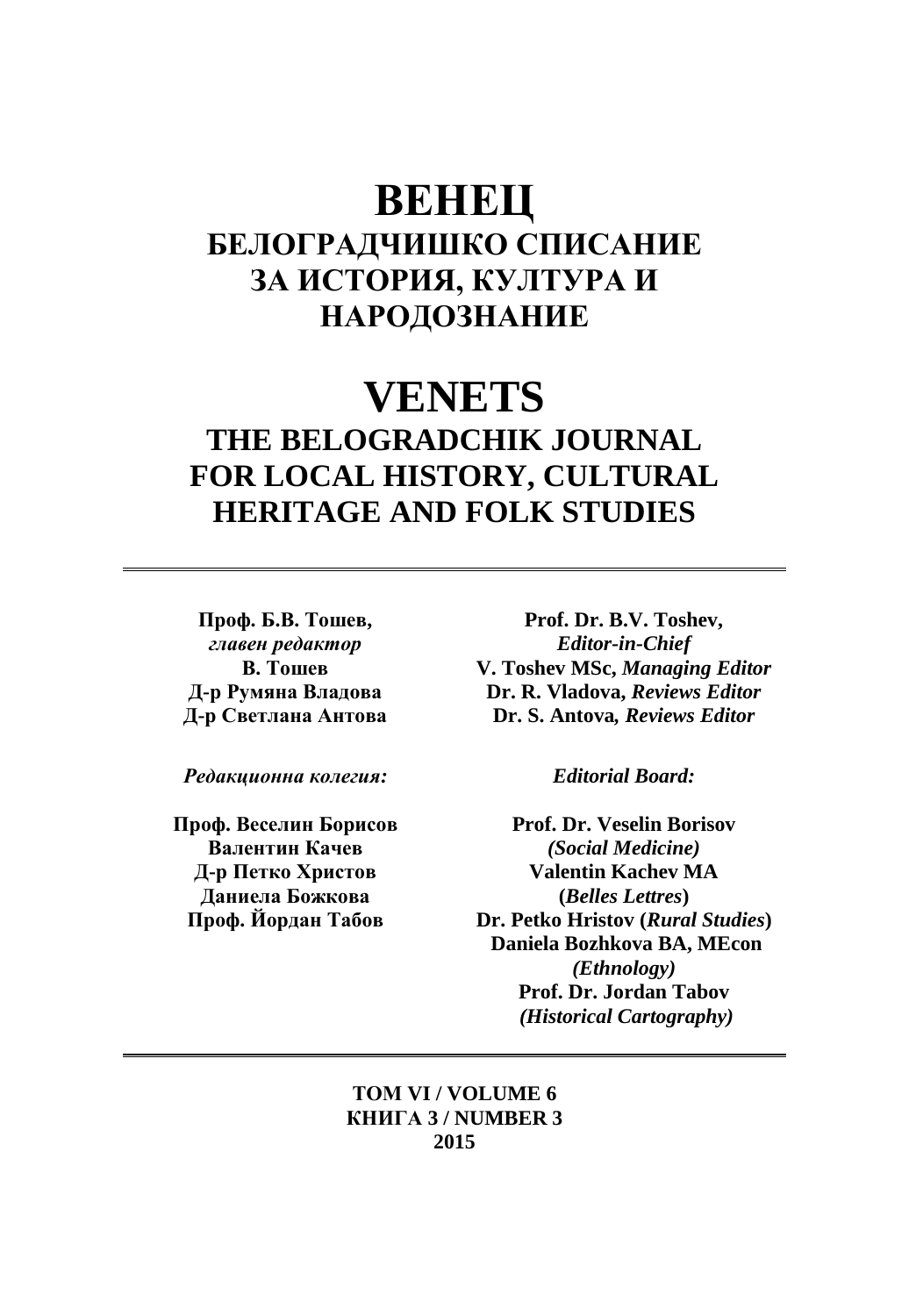# ВЕНЕЦ

## БЕЛОГРАДЧИШКО СПИСАНИЕ ЗА ИСТОРИЯ, КУЛТУРА И НАРОДОЗНАНИЕ

# VENETS

## THE BELOGRADCHIK JOURNAL FOR LOCAL HISTORY, CULTURAL HERITAGE AND FOLK STUDIES

---

**Проф. Б.В. Тошев,**
*главен редактор*
**В. Тошев**
**Д-р Румяна Владова**
**Д-р Светлана Антова**

***Редакционна колегия:***

**Проф. Веселин Борисов**
**Валентин Качев**
**Д-р Петко Христов**
**Даниела Божкова**
**Проф. Йордан Табов**

**Prof. Dr. B.V. Toshev,**
***Editor-in-Chief***
**V. Toshev MSc, *Managing Editor***
**Dr. R. Vladova, *Reviews Editor***
**Dr. S. Antova, *Reviews Editor***

***Editorial Board:***

**Prof. Dr. Veselin Borisov**
***(Social Medicine)***
**Valentin Kachev MA**
**(*Belles Lettres*)**
**Dr. Petko Hristov (*Rural Studies*)**
**Daniela Bozhkova BA, MEcon**
***(Ethnology)***
**Prof. Dr. Jordan Tabov**
***(Historical Cartography)***

---

**ТОМ VI / VOLUME 6**
**КНИГА 3 / NUMBER 3**
**2015**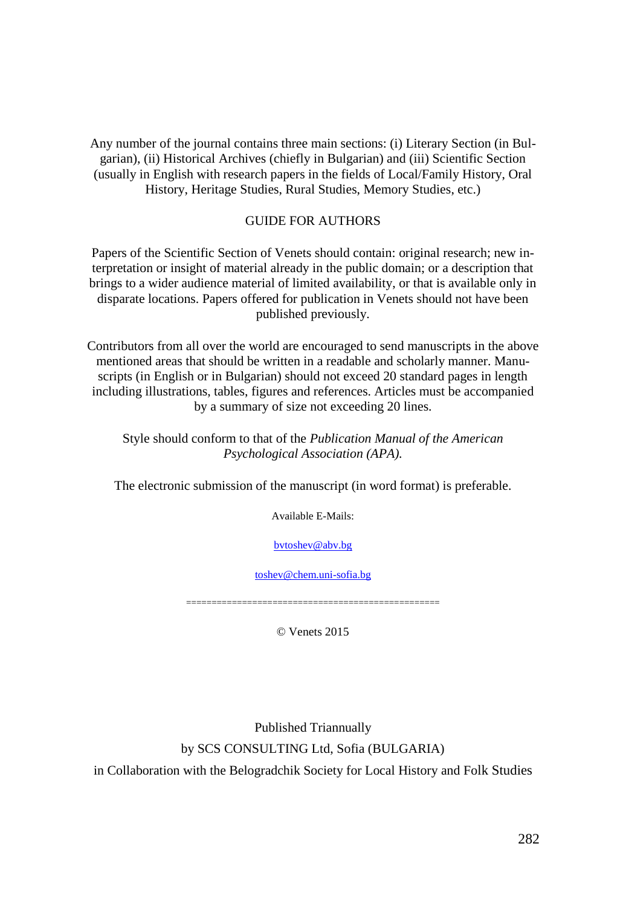Any number of the journal contains three main sections: (i) Literary Section (in Bulgarian), (ii) Historical Archives (chiefly in Bulgarian) and (iii) Scientific Section (usually in English with research papers in the fields of Local/Family History, Oral History, Heritage Studies, Rural Studies, Memory Studies, etc.)

## GUIDE FOR AUTHORS

Papers of the Scientific Section of Venets should contain: original research; new interpretation or insight of material already in the public domain; or a description that brings to a wider audience material of limited availability, or that is available only in disparate locations. Papers offered for publication in Venets should not have been published previously.

Contributors from all over the world are encouraged to send manuscripts in the above mentioned areas that should be written in a readable and scholarly manner. Manuscripts (in English or in Bulgarian) should not exceed 20 standard pages in length including illustrations, tables, figures and references. Articles must be accompanied by a summary of size not exceeding 20 lines.

Style should conform to that of the *Publication Manual of the American Psychological Association (APA).*

The electronic submission of the manuscript (in word format) is preferable.

Available E-Mails:

bvtoshev@abv.bg

toshev@chem.uni-sofia.bg

================================================

© Venets 2015

Published Triannually

by SCS CONSULTING Ltd, Sofia (BULGARIA)

in Collaboration with the Belogradchik Society for Local History and Folk Studies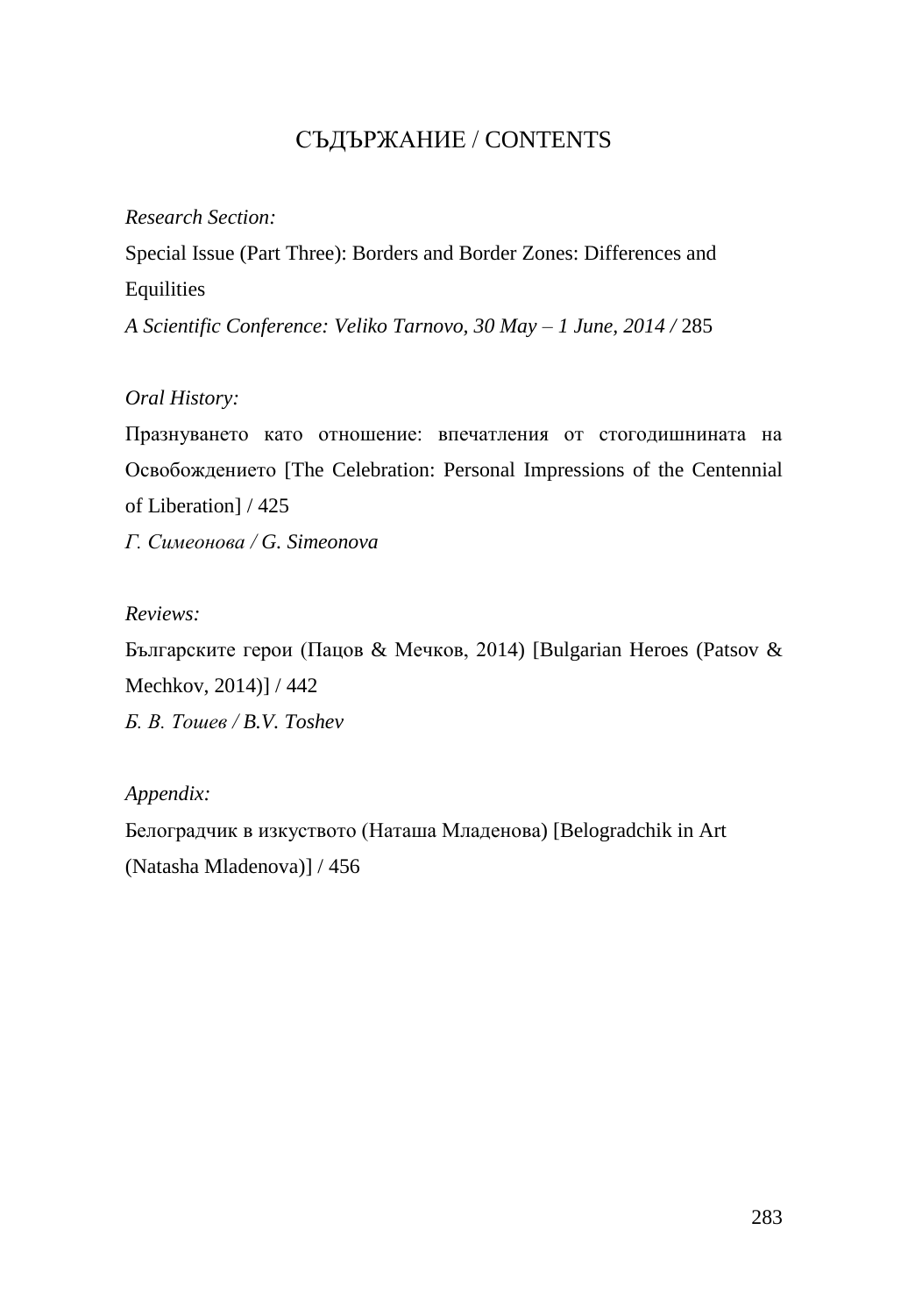# СЪДЪРЖАНИЕ / CONTENTS

*Research Section:*

Special Issue (Part Three): Borders and Border Zones: Differences and Equilities

*A Scientific Conference: Veliko Tarnovo, 30 May – 1 June, 2014 /* 285

*Oral History:*

Празнуването като отношение: впечатления от стогодишнината на Освобождението [The Celebration: Personal Impressions of the Centennial of Liberation] / 425

*Г. Симеонова / G. Simeonova*

*Reviews:*

Българските герои (Пацов & Мечков, 2014) [Bulgarian Heroes (Patsov & Mechkov, 2014)] / 442

*Б. В. Тошев / B.V. Toshev*

*Appendix:*

Белоградчик в изкуството (Наташа Младенова) [Belogradchik in Art (Natasha Mladenova)] / 456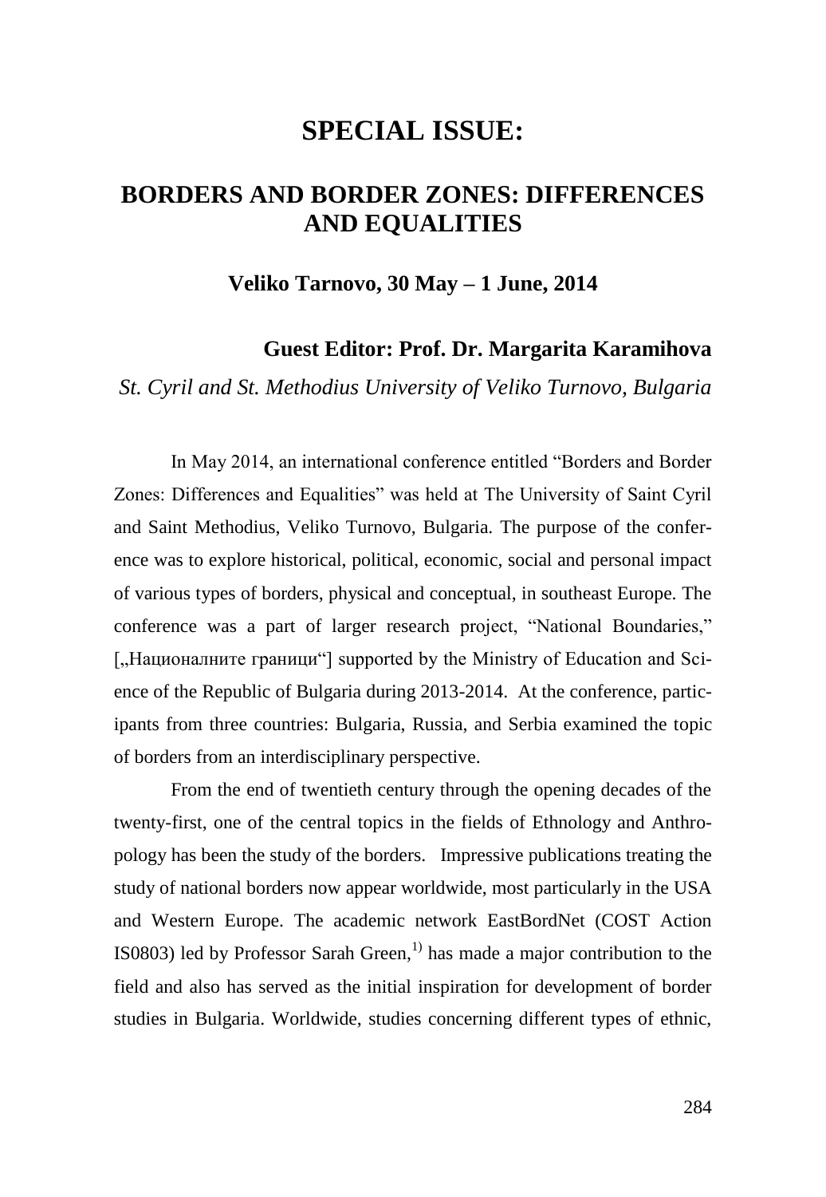# SPECIAL ISSUE:

## BORDERS AND BORDER ZONES: DIFFERENCES AND EQUALITIES

**Veliko Tarnovo, 30 May – 1 June, 2014**

**Guest Editor: Prof. Dr. Margarita Karamihova**

*St. Cyril and St. Methodius University of Veliko Turnovo, Bulgaria*

In May 2014, an international conference entitled "Borders and Border Zones: Differences and Equalities" was held at The University of Saint Cyril and Saint Methodius, Veliko Turnovo, Bulgaria. The purpose of the conference was to explore historical, political, economic, social and personal impact of various types of borders, physical and conceptual, in southeast Europe. The conference was a part of larger research project, "National Boundaries," [„Националните граници"] supported by the Ministry of Education and Science of the Republic of Bulgaria during 2013-2014. At the conference, participants from three countries: Bulgaria, Russia, and Serbia examined the topic of borders from an interdisciplinary perspective.

From the end of twentieth century through the opening decades of the twenty-first, one of the central topics in the fields of Ethnology and Anthropology has been the study of the borders. Impressive publications treating the study of national borders now appear worldwide, most particularly in the USA and Western Europe. The academic network EastBordNet (COST Action IS0803) led by Professor Sarah Green,[1)] has made a major contribution to the field and also has served as the initial inspiration for development of border studies in Bulgaria. Worldwide, studies concerning different types of ethnic,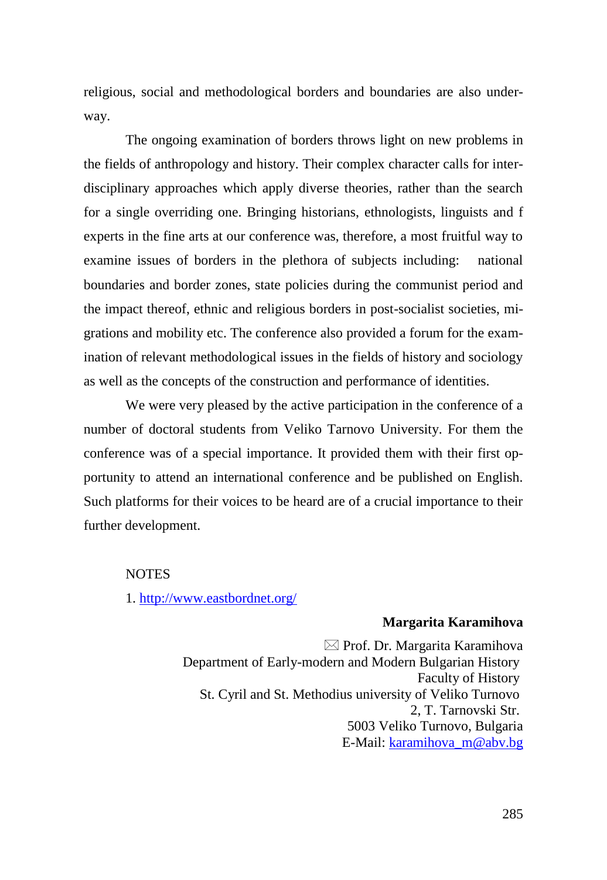religious, social and methodological borders and boundaries are also underway.

The ongoing examination of borders throws light on new problems in the fields of anthropology and history. Their complex character calls for interdisciplinary approaches which apply diverse theories, rather than the search for a single overriding one. Bringing historians, ethnologists, linguists and f experts in the fine arts at our conference was, therefore, a most fruitful way to examine issues of borders in the plethora of subjects including: national boundaries and border zones, state policies during the communist period and the impact thereof, ethnic and religious borders in post-socialist societies, migrations and mobility etc. The conference also provided a forum for the examination of relevant methodological issues in the fields of history and sociology as well as the concepts of the construction and performance of identities.

We were very pleased by the active participation in the conference of a number of doctoral students from Veliko Tarnovo University. For them the conference was of a special importance. It provided them with their first opportunity to attend an international conference and be published on English. Such platforms for their voices to be heard are of a crucial importance to their further development.

NOTES

1. http://www.eastbordnet.org/

**Margarita Karamihova**

✉ Prof. Dr. Margarita Karamihova
Department of Early-modern and Modern Bulgarian History
Faculty of History
St. Cyril and St. Methodius university of Veliko Turnovo
2, T. Tarnovski Str.
5003 Veliko Turnovo, Bulgaria
E-Mail: karamihova_m@abv.bg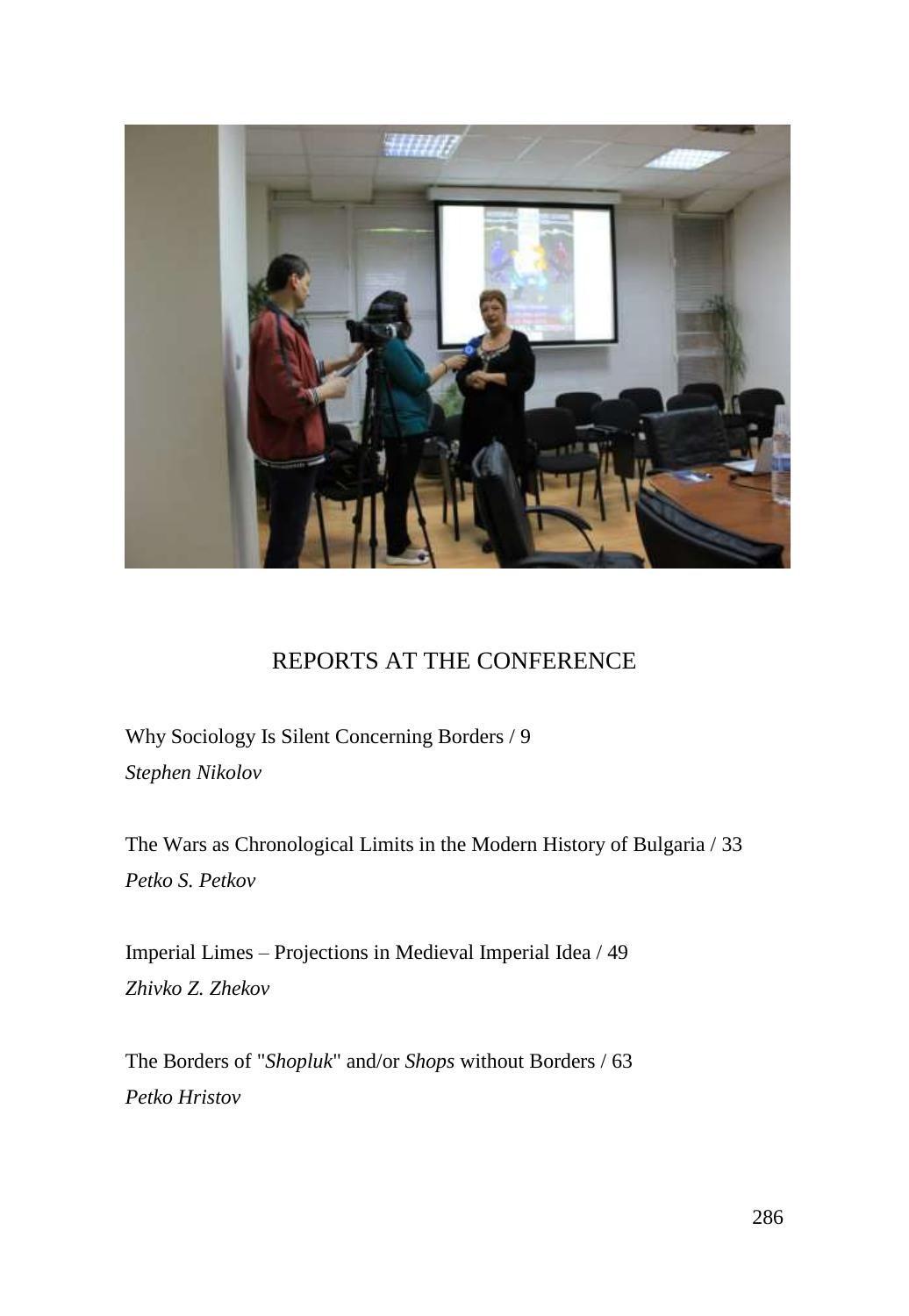## REPORTS AT THE CONFERENCE

Why Sociology Is Silent Concerning Borders / 9
*Stephen Nikolov*

The Wars as Chronological Limits in the Modern History of Bulgaria / 33
*Petko S. Petkov*

Imperial Limes – Projections in Medieval Imperial Idea / 49
*Zhivko Z. Zhekov*

The Borders of "*Shopluk*" and/or *Shops* without Borders / 63
*Petko Hristov*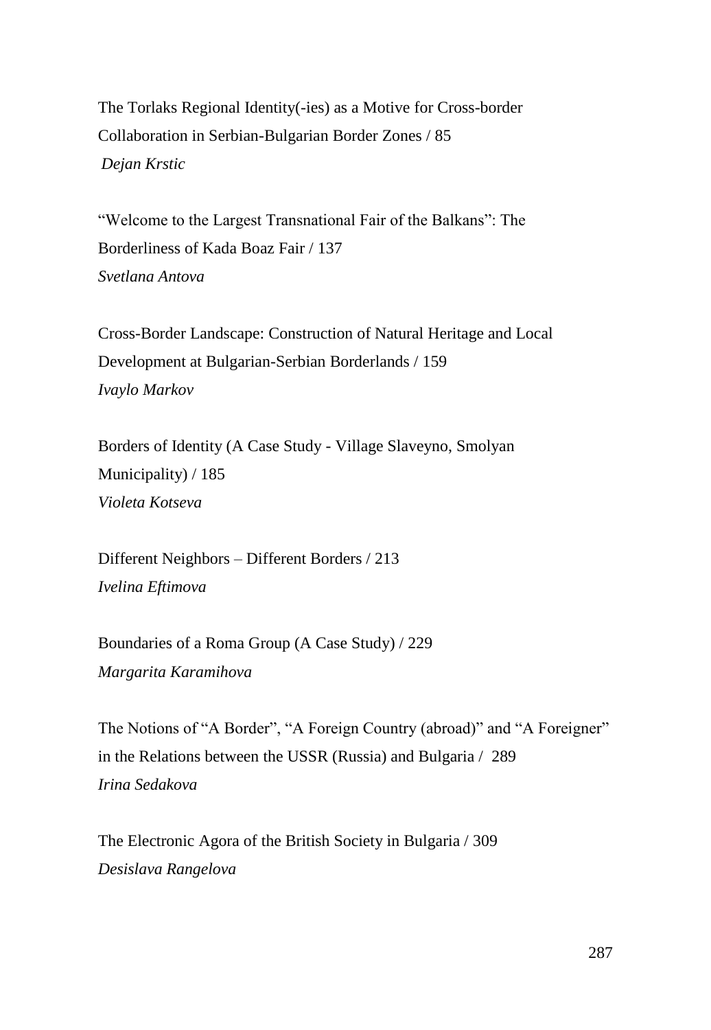The Torlaks Regional Identity(-ies) as a Motive for Cross-border Collaboration in Serbian-Bulgarian Border Zones / 85
*Dejan Krstic*

"Welcome to the Largest Transnational Fair of the Balkans": The Borderliness of Kada Boaz Fair / 137
*Svetlana Antova*

Cross-Border Landscape: Construction of Natural Heritage and Local Development at Bulgarian-Serbian Borderlands / 159
*Ivaylo Markov*

Borders of Identity (A Case Study - Village Slaveyno, Smolyan Municipality) / 185
*Violeta Kotseva*

Different Neighbors – Different Borders / 213
*Ivelina Eftimova*

Boundaries of a Roma Group (A Case Study) / 229
*Margarita Karamihova*

The Notions of "A Border", "A Foreign Country (abroad)" and "A Foreigner" in the Relations between the USSR (Russia) and Bulgaria / 289
*Irina Sedakova*

The Electronic Agora of the British Society in Bulgaria / 309
*Desislava Rangelova*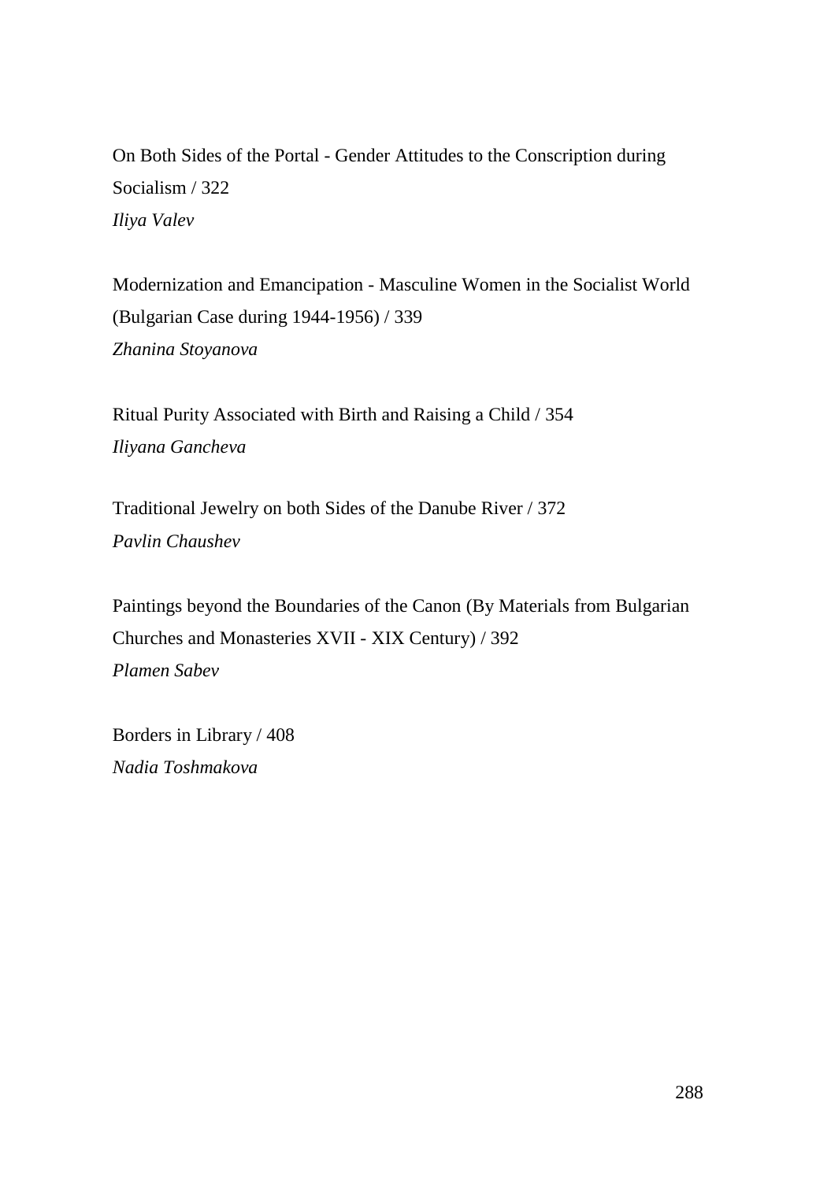On Both Sides of the Portal - Gender Attitudes to the Conscription during Socialism / 322
*Iliya Valev*

Modernization and Emancipation - Masculine Women in the Socialist World (Bulgarian Case during 1944-1956) / 339
*Zhanina Stoyanova*

Ritual Purity Associated with Birth and Raising a Child / 354
*Iliyana Gancheva*

Traditional Jewelry on both Sides of the Danube River / 372
*Pavlin Chaushev*

Paintings beyond the Boundaries of the Canon (By Materials from Bulgarian Churches and Monasteries XVII - XIX Century) / 392
*Plamen Sabev*

Borders in Library / 408
*Nadia Toshmakova*